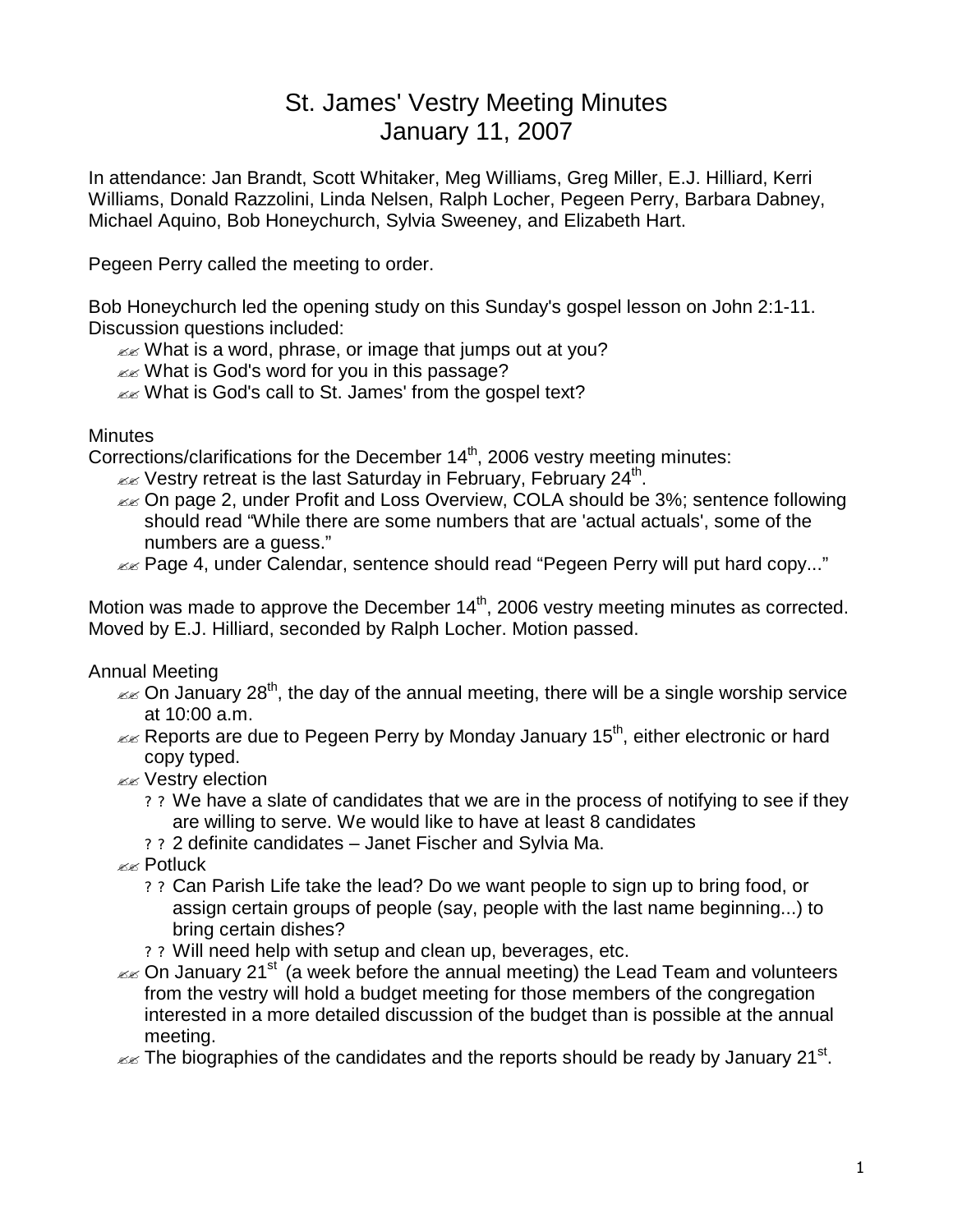# St. James' Vestry Meeting Minutes
# January 11, 2007

In attendance: Jan Brandt, Scott Whitaker, Meg Williams, Greg Miller, E.J. Hilliard, Kerri Williams, Donald Razzolini, Linda Nelsen, Ralph Locher, Pegeen Perry, Barbara Dabney, Michael Aquino, Bob Honeychurch, Sylvia Sweeney, and Elizabeth Hart.

Pegeen Perry called the meeting to order.

Bob Honeychurch led the opening study on this Sunday's gospel lesson on John 2:1-11. Discussion questions included:

- What is a word, phrase, or image that jumps out at you?
- What is God's word for you in this passage?
- What is God's call to St. James' from the gospel text?

Minutes

Corrections/clarifications for the December 14th, 2006 vestry meeting minutes:

- Vestry retreat is the last Saturday in February, February 24th.
- On page 2, under Profit and Loss Overview, COLA should be 3%; sentence following should read "While there are some numbers that are 'actual actuals', some of the numbers are a guess."
- Page 4, under Calendar, sentence should read "Pegeen Perry will put hard copy..."

Motion was made to approve the December 14th, 2006 vestry meeting minutes as corrected. Moved by E.J. Hilliard, seconded by Ralph Locher. Motion passed.

Annual Meeting

- On January 28th, the day of the annual meeting, there will be a single worship service at 10:00 a.m.
- Reports are due to Pegeen Perry by Monday January 15th, either electronic or hard copy typed.
- Vestry election
  - We have a slate of candidates that we are in the process of notifying to see if they are willing to serve. We would like to have at least 8 candidates
  - 2 definite candidates – Janet Fischer and Sylvia Ma.
- Potluck
  - Can Parish Life take the lead? Do we want people to sign up to bring food, or assign certain groups of people (say, people with the last name beginning...) to bring certain dishes?
  - Will need help with setup and clean up, beverages, etc.
- On January 21st (a week before the annual meeting) the Lead Team and volunteers from the vestry will hold a budget meeting for those members of the congregation interested in a more detailed discussion of the budget than is possible at the annual meeting.
- The biographies of the candidates and the reports should be ready by January 21st.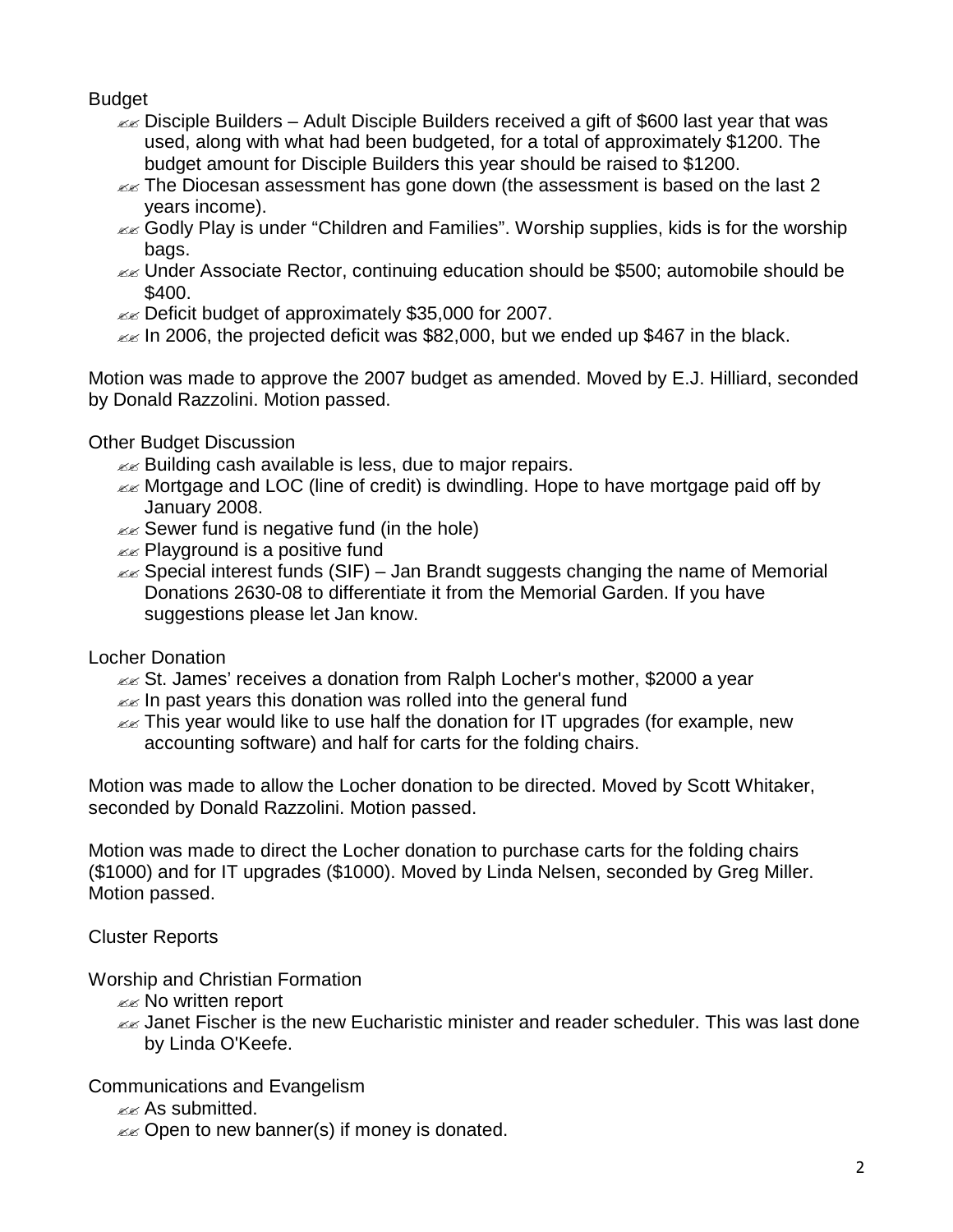Budget

- Disciple Builders – Adult Disciple Builders received a gift of $600 last year that was used, along with what had been budgeted, for a total of approximately $1200. The budget amount for Disciple Builders this year should be raised to $1200.
- The Diocesan assessment has gone down (the assessment is based on the last 2 years income).
- Godly Play is under "Children and Families". Worship supplies, kids is for the worship bags.
- Under Associate Rector, continuing education should be $500; automobile should be $400.
- Deficit budget of approximately $35,000 for 2007.
- In 2006, the projected deficit was $82,000, but we ended up $467 in the black.

Motion was made to approve the 2007 budget as amended. Moved by E.J. Hilliard, seconded by Donald Razzolini. Motion passed.

Other Budget Discussion

- Building cash available is less, due to major repairs.
- Mortgage and LOC (line of credit) is dwindling. Hope to have mortgage paid off by January 2008.
- Sewer fund is negative fund (in the hole)
- Playground is a positive fund
- Special interest funds (SIF) – Jan Brandt suggests changing the name of Memorial Donations 2630-08 to differentiate it from the Memorial Garden. If you have suggestions please let Jan know.

Locher Donation

- St. James' receives a donation from Ralph Locher's mother, $2000 a year
- In past years this donation was rolled into the general fund
- This year would like to use half the donation for IT upgrades (for example, new accounting software) and half for carts for the folding chairs.

Motion was made to allow the Locher donation to be directed. Moved by Scott Whitaker, seconded by Donald Razzolini. Motion passed.

Motion was made to direct the Locher donation to purchase carts for the folding chairs ($1000) and for IT upgrades ($1000). Moved by Linda Nelsen, seconded by Greg Miller. Motion passed.

Cluster Reports

Worship and Christian Formation

- No written report
- Janet Fischer is the new Eucharistic minister and reader scheduler. This was last done by Linda O'Keefe.

Communications and Evangelism

- As submitted.
- Open to new banner(s) if money is donated.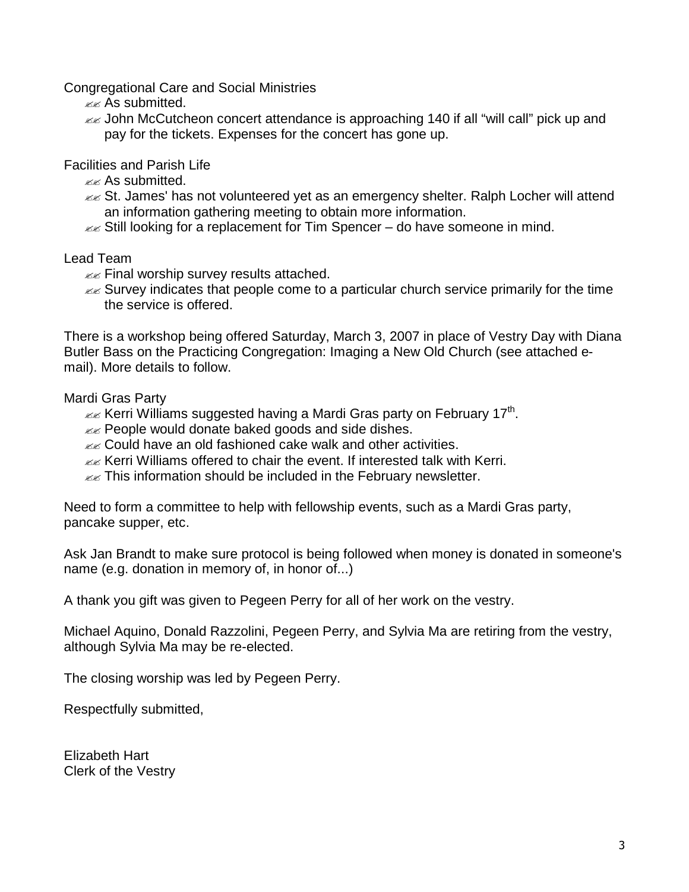Congregational Care and Social Ministries

- As submitted.
- John McCutcheon concert attendance is approaching 140 if all "will call" pick up and pay for the tickets. Expenses for the concert has gone up.

Facilities and Parish Life

- As submitted.
- St. James' has not volunteered yet as an emergency shelter. Ralph Locher will attend an information gathering meeting to obtain more information.
- Still looking for a replacement for Tim Spencer – do have someone in mind.

Lead Team

- Final worship survey results attached.
- Survey indicates that people come to a particular church service primarily for the time the service is offered.

There is a workshop being offered Saturday, March 3, 2007 in place of Vestry Day with Diana Butler Bass on the Practicing Congregation: Imaging a New Old Church (see attached e-mail). More details to follow.

Mardi Gras Party

- Kerri Williams suggested having a Mardi Gras party on February 17th.
- People would donate baked goods and side dishes.
- Could have an old fashioned cake walk and other activities.
- Kerri Williams offered to chair the event. If interested talk with Kerri.
- This information should be included in the February newsletter.

Need to form a committee to help with fellowship events, such as a Mardi Gras party, pancake supper, etc.

Ask Jan Brandt to make sure protocol is being followed when money is donated in someone's name (e.g. donation in memory of, in honor of...)

A thank you gift was given to Pegeen Perry for all of her work on the vestry.

Michael Aquino, Donald Razzolini, Pegeen Perry, and Sylvia Ma are retiring from the vestry, although Sylvia Ma may be re-elected.

The closing worship was led by Pegeen Perry.

Respectfully submitted,

Elizabeth Hart  
Clerk of the Vestry